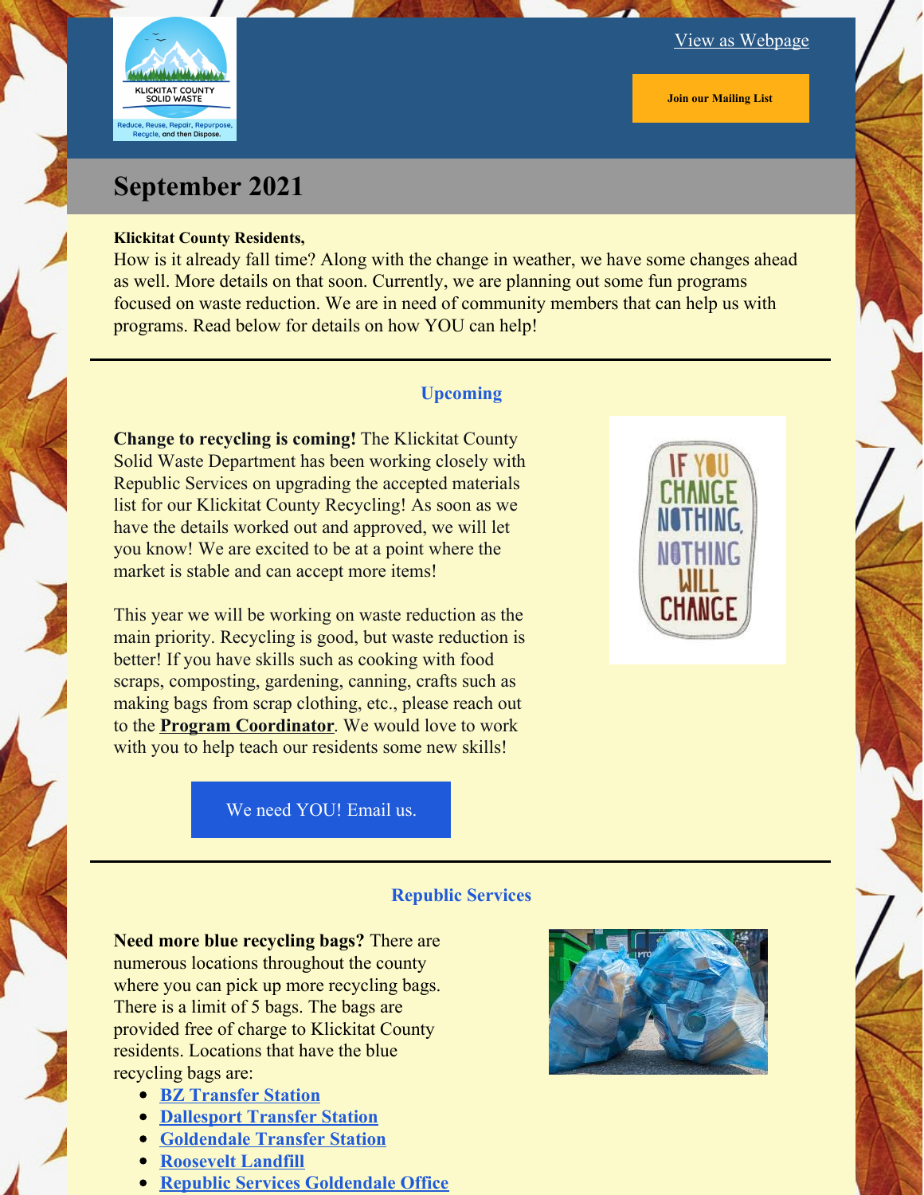View as Webpage

Join our Mailing List

# September 2021

**Klickitat County Residents,**
How is it already fall time? Along with the change in weather, we have some changes ahead as well. More details on that soon. Currently, we are planning out some fun programs focused on waste reduction. We are in need of community members that can help us with programs. Read below for details on how YOU can help!

## Upcoming

**Change to recycling is coming!** The Klickitat County Solid Waste Department has been working closely with Republic Services on upgrading the accepted materials list for our Klickitat County Recycling! As soon as we have the details worked out and approved, we will let you know! We are excited to be at a point where the market is stable and can accept more items!

This year we will be working on waste reduction as the main priority. Recycling is good, but waste reduction is better! If you have skills such as cooking with food scraps, composting, gardening, canning, crafts such as making bags from scrap clothing, etc., please reach out to the **Program Coordinator**. We would love to work with you to help teach our residents some new skills!

We need YOU! Email us.

## Republic Services

**Need more blue recycling bags?** There are numerous locations throughout the county where you can pick up more recycling bags. There is a limit of 5 bags. The bags are provided free of charge to Klickitat County residents. Locations that have the blue recycling bags are:

- **BZ Transfer Station**
- **Dallesport Transfer Station**
- **Goldendale Transfer Station**
- **Roosevelt Landfill**
- **Republic Services Goldendale Office**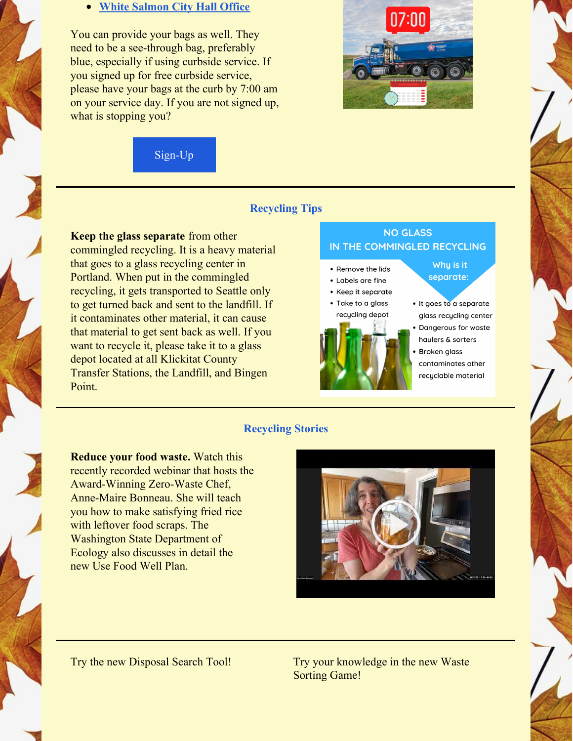- [White Salmon City Hall Office]()

You can provide your bags as well. They need to be a see-through bag, preferably blue, especially if using curbside service. If you signed up for free curbside service, please have your bags at the curb by 7:00 am on your service day. If you are not signed up, what is stopping you?

Sign-Up

---

## Recycling Tips

**Keep the glass separate** from other commingled recycling. It is a heavy material that goes to a glass recycling center in Portland. When put in the commingled recycling, it gets transported to Seattle only to get turned back and sent to the landfill. If it contaminates other material, it can cause that material to get sent back as well. If you want to recycle it, please take it to a glass depot located at all Klickitat County Transfer Stations, the Landfill, and Bingen Point.

NO GLASS IN THE COMMINGLED RECYCLING

- Remove the lids
- Labels are fine
- Keep it separate
- Take to a glass recycling depot

Why is it separate:

- It goes to a separate glass recycling center
- Dangerous for waste haulers & sorters
- Broken glass contaminates other recyclable material

---

## Recycling Stories

**Reduce your food waste.** Watch this recently recorded webinar that hosts the Award-Winning Zero-Waste Chef, Anne-Maire Bonneau. She will teach you how to make satisfying fried rice with leftover food scraps. The Washington State Department of Ecology also discusses in detail the new Use Food Well Plan.

---

Try the new Disposal Search Tool!

Try your knowledge in the new Waste Sorting Game!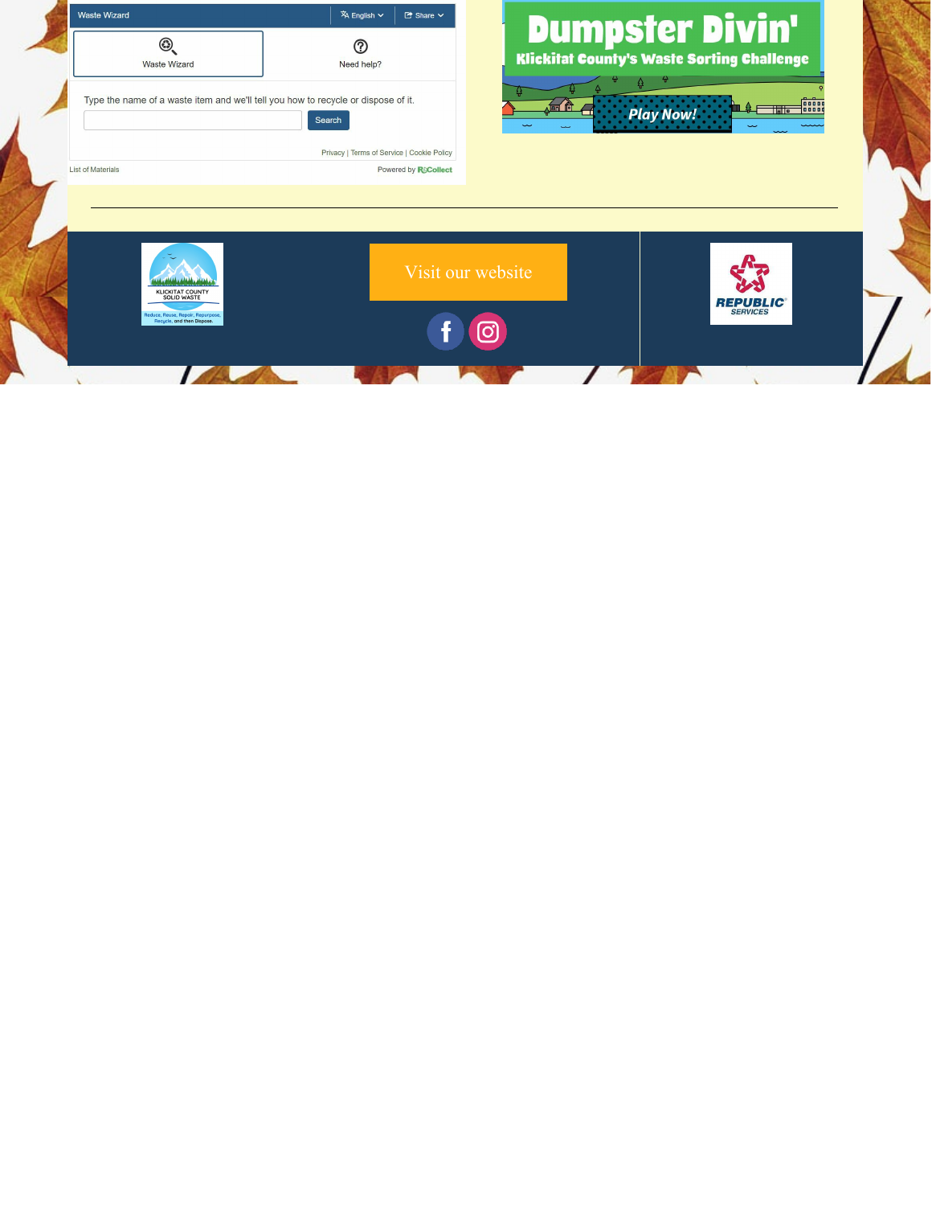Waste Wizard

English | Share

Waste Wizard

Need help?

Type the name of a waste item and we'll tell you how to recycle or dispose of it.

Search

Privacy | Terms of Service | Cookie Policy

List of Materials

Powered by ReCollect

Dumpster Divin'

Klickitat County's Waste Sorting Challenge

Play Now!

---

KLICKITAT COUNTY SOLID WASTE

Reduce, Reuse, Repair, Repurpose, Recycle, and then Dispose.

Visit our website

REPUBLIC SERVICES